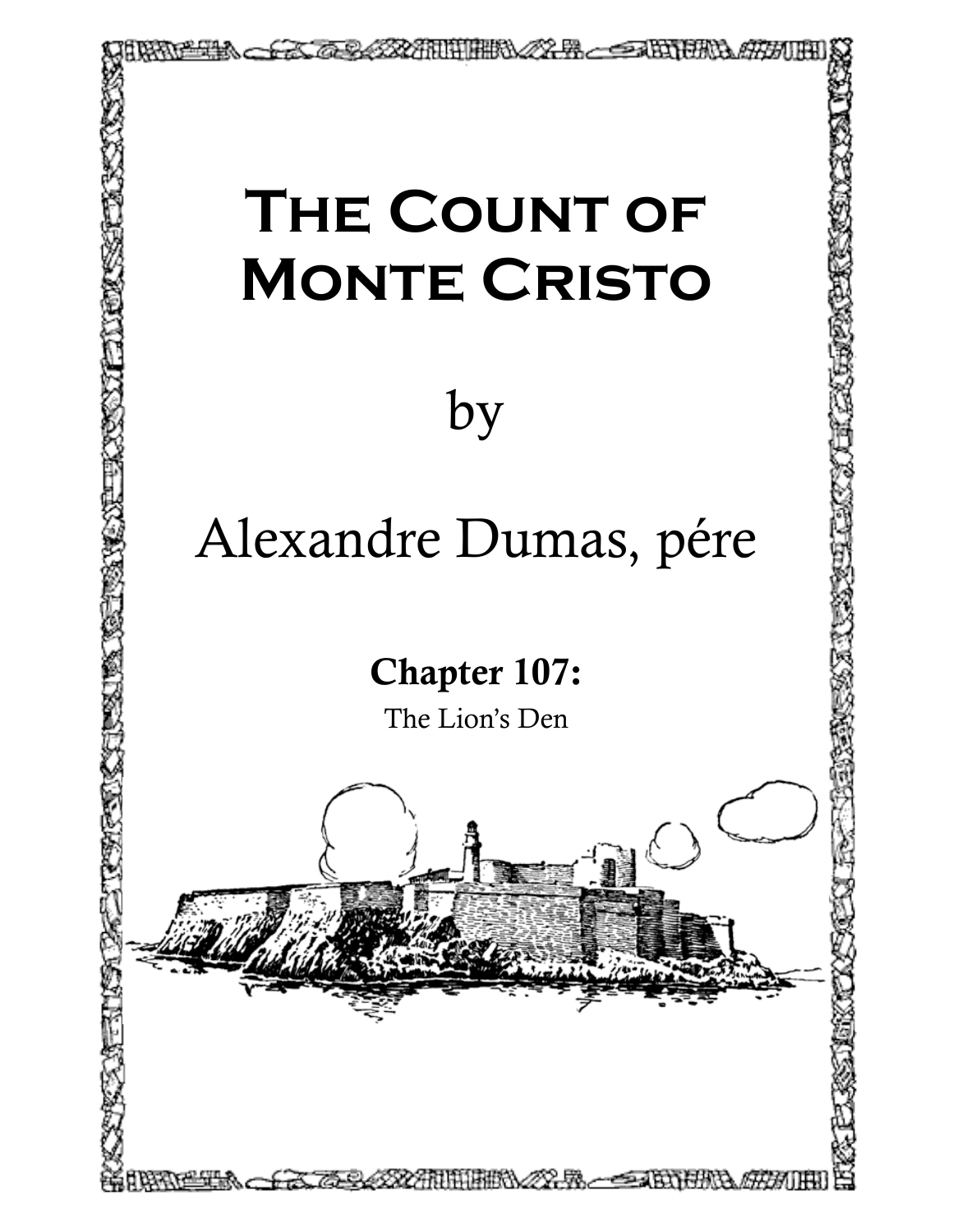# The Count of Monte Cristo

by

Alexandre Dumas, pére

## Chapter 107:

The Lion's Den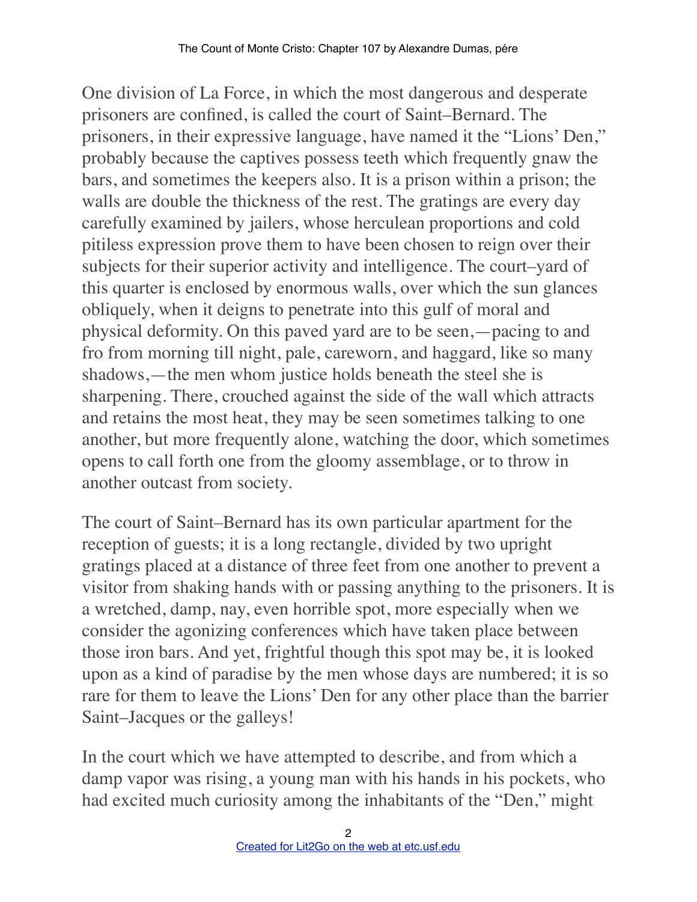One division of La Force, in which the most dangerous and desperate prisoners are confined, is called the court of Saint–Bernard. The prisoners, in their expressive language, have named it the "Lions' Den," probably because the captives possess teeth which frequently gnaw the bars, and sometimes the keepers also. It is a prison within a prison; the walls are double the thickness of the rest. The gratings are every day carefully examined by jailers, whose herculean proportions and cold pitiless expression prove them to have been chosen to reign over their subjects for their superior activity and intelligence. The court–yard of this quarter is enclosed by enormous walls, over which the sun glances obliquely, when it deigns to penetrate into this gulf of moral and physical deformity. On this paved yard are to be seen,—pacing to and fro from morning till night, pale, careworn, and haggard, like so many shadows,—the men whom justice holds beneath the steel she is sharpening. There, crouched against the side of the wall which attracts and retains the most heat, they may be seen sometimes talking to one another, but more frequently alone, watching the door, which sometimes opens to call forth one from the gloomy assemblage, or to throw in another outcast from society.

The court of Saint–Bernard has its own particular apartment for the reception of guests; it is a long rectangle, divided by two upright gratings placed at a distance of three feet from one another to prevent a visitor from shaking hands with or passing anything to the prisoners. It is a wretched, damp, nay, even horrible spot, more especially when we consider the agonizing conferences which have taken place between those iron bars. And yet, frightful though this spot may be, it is looked upon as a kind of paradise by the men whose days are numbered; it is so rare for them to leave the Lions' Den for any other place than the barrier Saint–Jacques or the galleys!

In the court which we have attempted to describe, and from which a damp vapor was rising, a young man with his hands in his pockets, who had excited much curiosity among the inhabitants of the "Den," might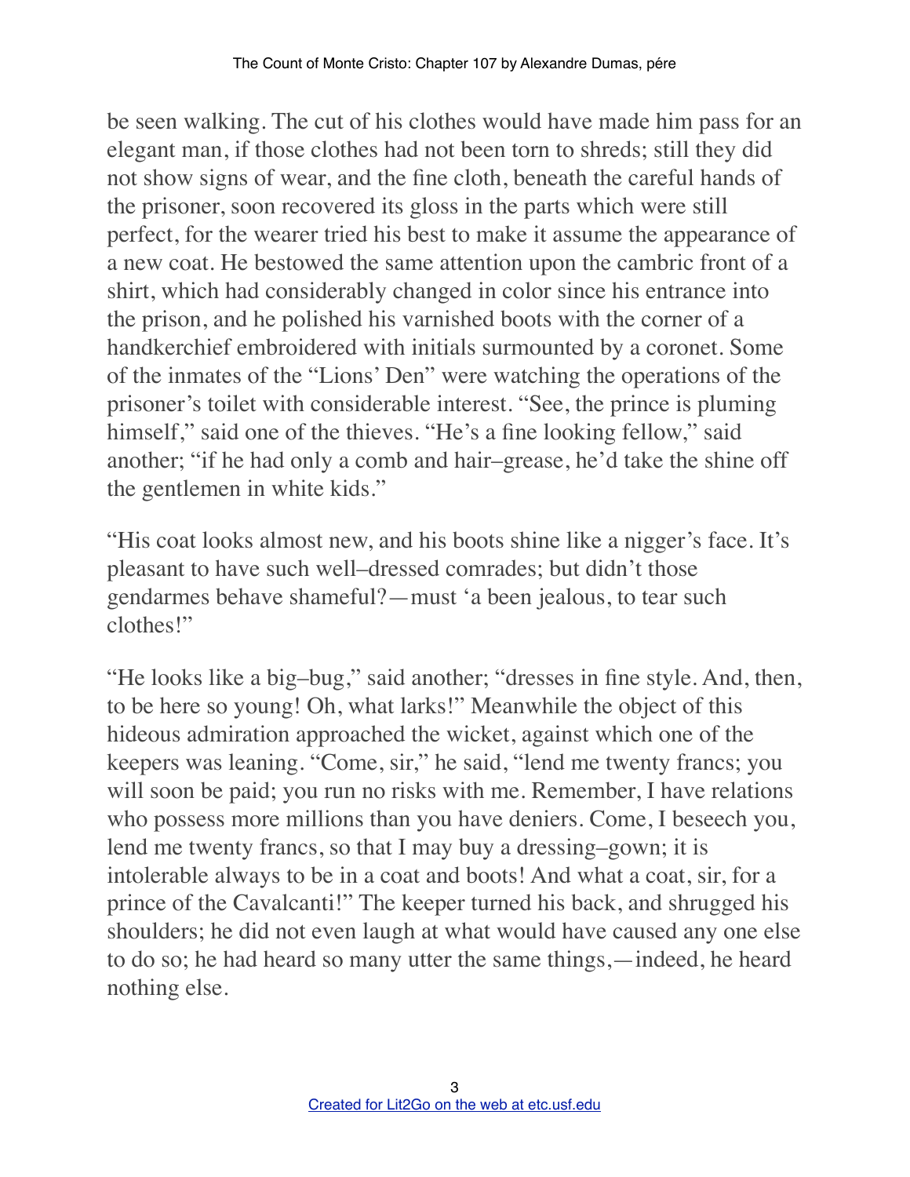be seen walking. The cut of his clothes would have made him pass for an elegant man, if those clothes had not been torn to shreds; still they did not show signs of wear, and the fine cloth, beneath the careful hands of the prisoner, soon recovered its gloss in the parts which were still perfect, for the wearer tried his best to make it assume the appearance of a new coat. He bestowed the same attention upon the cambric front of a shirt, which had considerably changed in color since his entrance into the prison, and he polished his varnished boots with the corner of a handkerchief embroidered with initials surmounted by a coronet. Some of the inmates of the "Lions' Den" were watching the operations of the prisoner's toilet with considerable interest. "See, the prince is pluming himself," said one of the thieves. "He's a fine looking fellow," said another; "if he had only a comb and hair–grease, he'd take the shine off the gentlemen in white kids."

"His coat looks almost new, and his boots shine like a nigger's face. It's pleasant to have such well–dressed comrades; but didn't those gendarmes behave shameful?—must 'a been jealous, to tear such clothes!"

"He looks like a big–bug," said another; "dresses in fine style. And, then, to be here so young! Oh, what larks!" Meanwhile the object of this hideous admiration approached the wicket, against which one of the keepers was leaning. "Come, sir," he said, "lend me twenty francs; you will soon be paid; you run no risks with me. Remember, I have relations who possess more millions than you have deniers. Come, I beseech you, lend me twenty francs, so that I may buy a dressing–gown; it is intolerable always to be in a coat and boots! And what a coat, sir, for a prince of the Cavalcanti!" The keeper turned his back, and shrugged his shoulders; he did not even laugh at what would have caused any one else to do so; he had heard so many utter the same things,—indeed, he heard nothing else.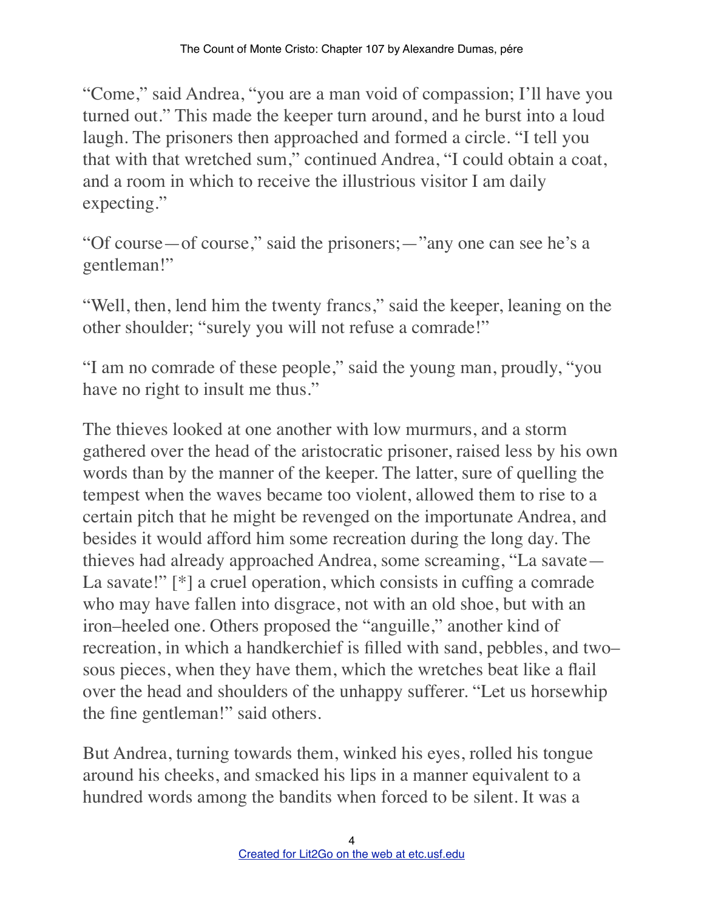"Come," said Andrea, "you are a man void of compassion; I'll have you turned out." This made the keeper turn around, and he burst into a loud laugh. The prisoners then approached and formed a circle. "I tell you that with that wretched sum," continued Andrea, "I could obtain a coat, and a room in which to receive the illustrious visitor I am daily expecting."

"Of course—of course," said the prisoners;—"any one can see he's a gentleman!"

"Well, then, lend him the twenty francs," said the keeper, leaning on the other shoulder; "surely you will not refuse a comrade!"

"I am no comrade of these people," said the young man, proudly, "you have no right to insult me thus."

The thieves looked at one another with low murmurs, and a storm gathered over the head of the aristocratic prisoner, raised less by his own words than by the manner of the keeper. The latter, sure of quelling the tempest when the waves became too violent, allowed them to rise to a certain pitch that he might be revenged on the importunate Andrea, and besides it would afford him some recreation during the long day. The thieves had already approached Andrea, some screaming, "La savate—La savate!" [*] a cruel operation, which consists in cuffing a comrade who may have fallen into disgrace, not with an old shoe, but with an iron–heeled one. Others proposed the "anguille," another kind of recreation, in which a handkerchief is filled with sand, pebbles, and two–sous pieces, when they have them, which the wretches beat like a flail over the head and shoulders of the unhappy sufferer. "Let us horsewhip the fine gentleman!" said others.

But Andrea, turning towards them, winked his eyes, rolled his tongue around his cheeks, and smacked his lips in a manner equivalent to a hundred words among the bandits when forced to be silent. It was a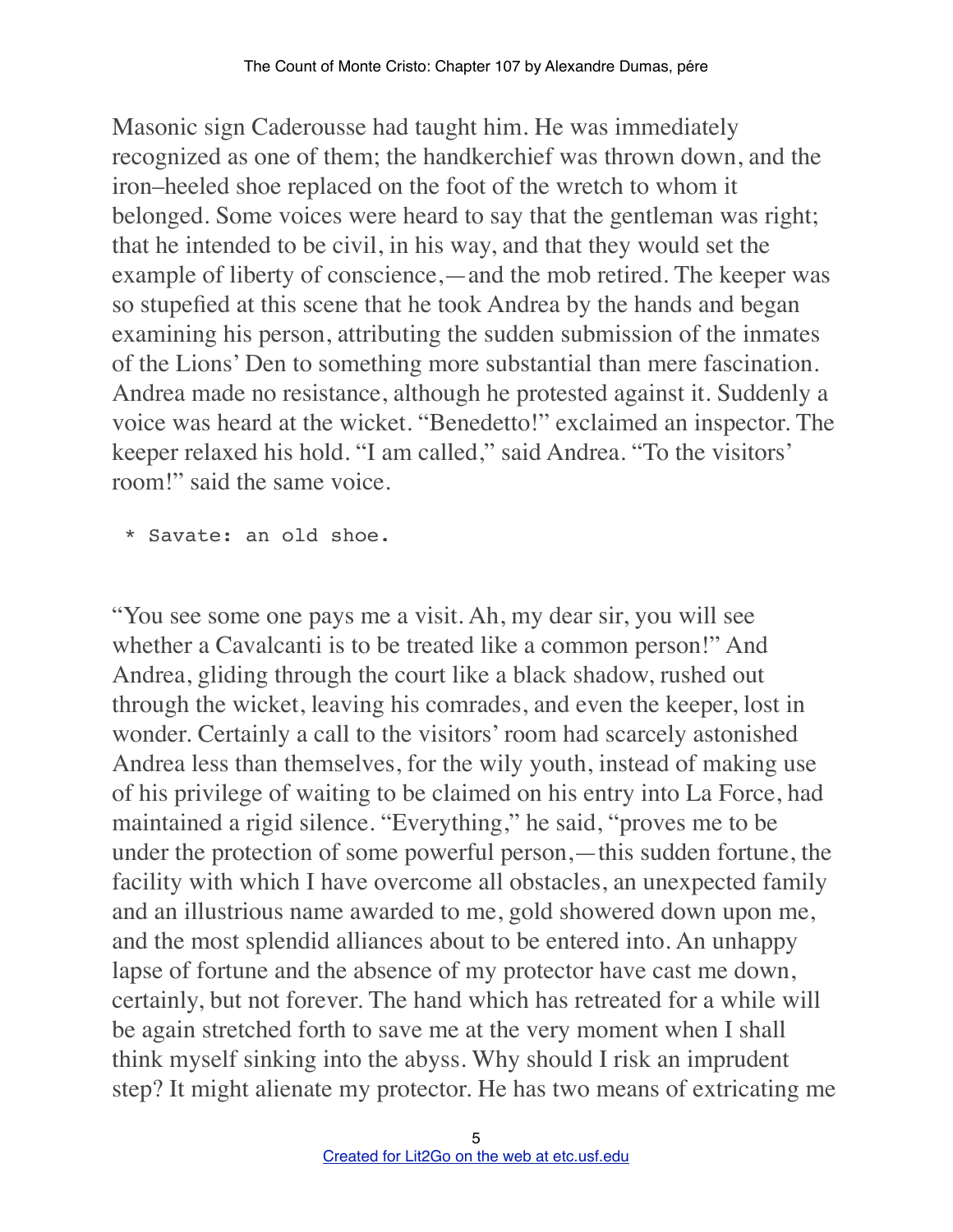Masonic sign Caderousse had taught him. He was immediately recognized as one of them; the handkerchief was thrown down, and the iron–heeled shoe replaced on the foot of the wretch to whom it belonged. Some voices were heard to say that the gentleman was right; that he intended to be civil, in his way, and that they would set the example of liberty of conscience,—and the mob retired. The keeper was so stupefied at this scene that he took Andrea by the hands and began examining his person, attributing the sudden submission of the inmates of the Lions' Den to something more substantial than mere fascination. Andrea made no resistance, although he protested against it. Suddenly a voice was heard at the wicket. "Benedetto!" exclaimed an inspector. The keeper relaxed his hold. "I am called," said Andrea. "To the visitors' room!" said the same voice.

```
 * Savate: an old shoe.
```

"You see some one pays me a visit. Ah, my dear sir, you will see whether a Cavalcanti is to be treated like a common person!" And Andrea, gliding through the court like a black shadow, rushed out through the wicket, leaving his comrades, and even the keeper, lost in wonder. Certainly a call to the visitors' room had scarcely astonished Andrea less than themselves, for the wily youth, instead of making use of his privilege of waiting to be claimed on his entry into La Force, had maintained a rigid silence. "Everything," he said, "proves me to be under the protection of some powerful person,—this sudden fortune, the facility with which I have overcome all obstacles, an unexpected family and an illustrious name awarded to me, gold showered down upon me, and the most splendid alliances about to be entered into. An unhappy lapse of fortune and the absence of my protector have cast me down, certainly, but not forever. The hand which has retreated for a while will be again stretched forth to save me at the very moment when I shall think myself sinking into the abyss. Why should I risk an imprudent step? It might alienate my protector. He has two means of extricating me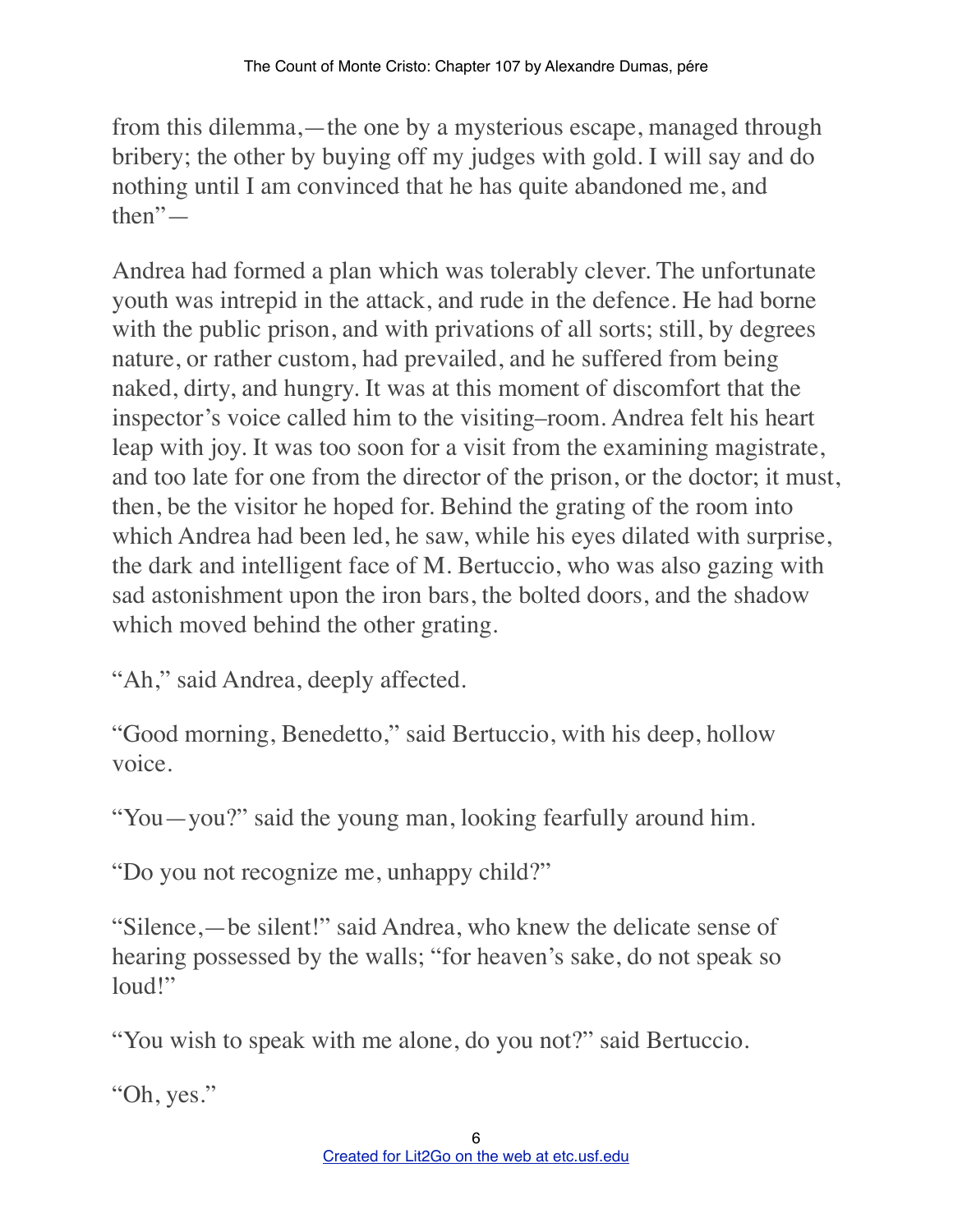from this dilemma,—the one by a mysterious escape, managed through bribery; the other by buying off my judges with gold. I will say and do nothing until I am convinced that he has quite abandoned me, and then"—

Andrea had formed a plan which was tolerably clever. The unfortunate youth was intrepid in the attack, and rude in the defence. He had borne with the public prison, and with privations of all sorts; still, by degrees nature, or rather custom, had prevailed, and he suffered from being naked, dirty, and hungry. It was at this moment of discomfort that the inspector's voice called him to the visiting–room. Andrea felt his heart leap with joy. It was too soon for a visit from the examining magistrate, and too late for one from the director of the prison, or the doctor; it must, then, be the visitor he hoped for. Behind the grating of the room into which Andrea had been led, he saw, while his eyes dilated with surprise, the dark and intelligent face of M. Bertuccio, who was also gazing with sad astonishment upon the iron bars, the bolted doors, and the shadow which moved behind the other grating.

"Ah," said Andrea, deeply affected.

"Good morning, Benedetto," said Bertuccio, with his deep, hollow voice.

"You—you?" said the young man, looking fearfully around him.

"Do you not recognize me, unhappy child?"

"Silence,—be silent!" said Andrea, who knew the delicate sense of hearing possessed by the walls; "for heaven's sake, do not speak so loud!"

"You wish to speak with me alone, do you not?" said Bertuccio.

"Oh, yes."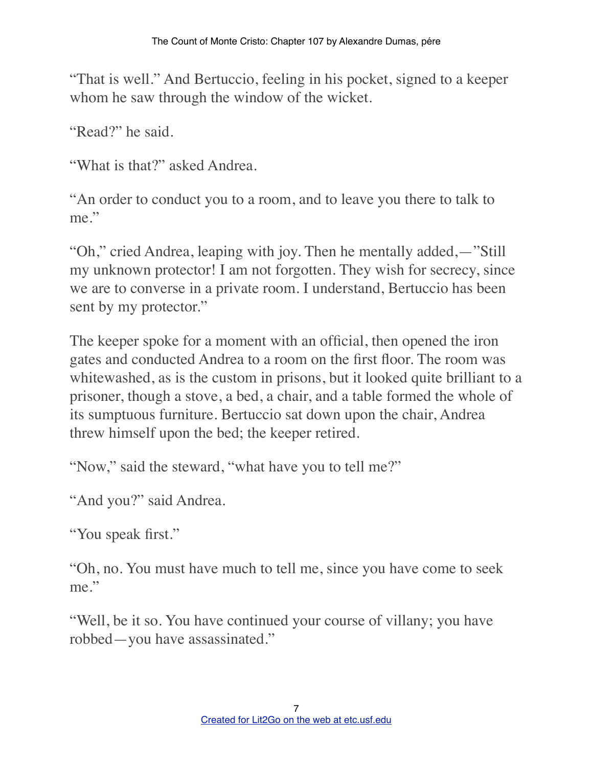"That is well." And Bertuccio, feeling in his pocket, signed to a keeper whom he saw through the window of the wicket.

"Read?" he said.

"What is that?" asked Andrea.

"An order to conduct you to a room, and to leave you there to talk to me."

"Oh," cried Andrea, leaping with joy. Then he mentally added,—"Still my unknown protector! I am not forgotten. They wish for secrecy, since we are to converse in a private room. I understand, Bertuccio has been sent by my protector."

The keeper spoke for a moment with an official, then opened the iron gates and conducted Andrea to a room on the first floor. The room was whitewashed, as is the custom in prisons, but it looked quite brilliant to a prisoner, though a stove, a bed, a chair, and a table formed the whole of its sumptuous furniture. Bertuccio sat down upon the chair, Andrea threw himself upon the bed; the keeper retired.

"Now," said the steward, "what have you to tell me?"

"And you?" said Andrea.

"You speak first."

"Oh, no. You must have much to tell me, since you have come to seek me."

"Well, be it so. You have continued your course of villany; you have robbed—you have assassinated."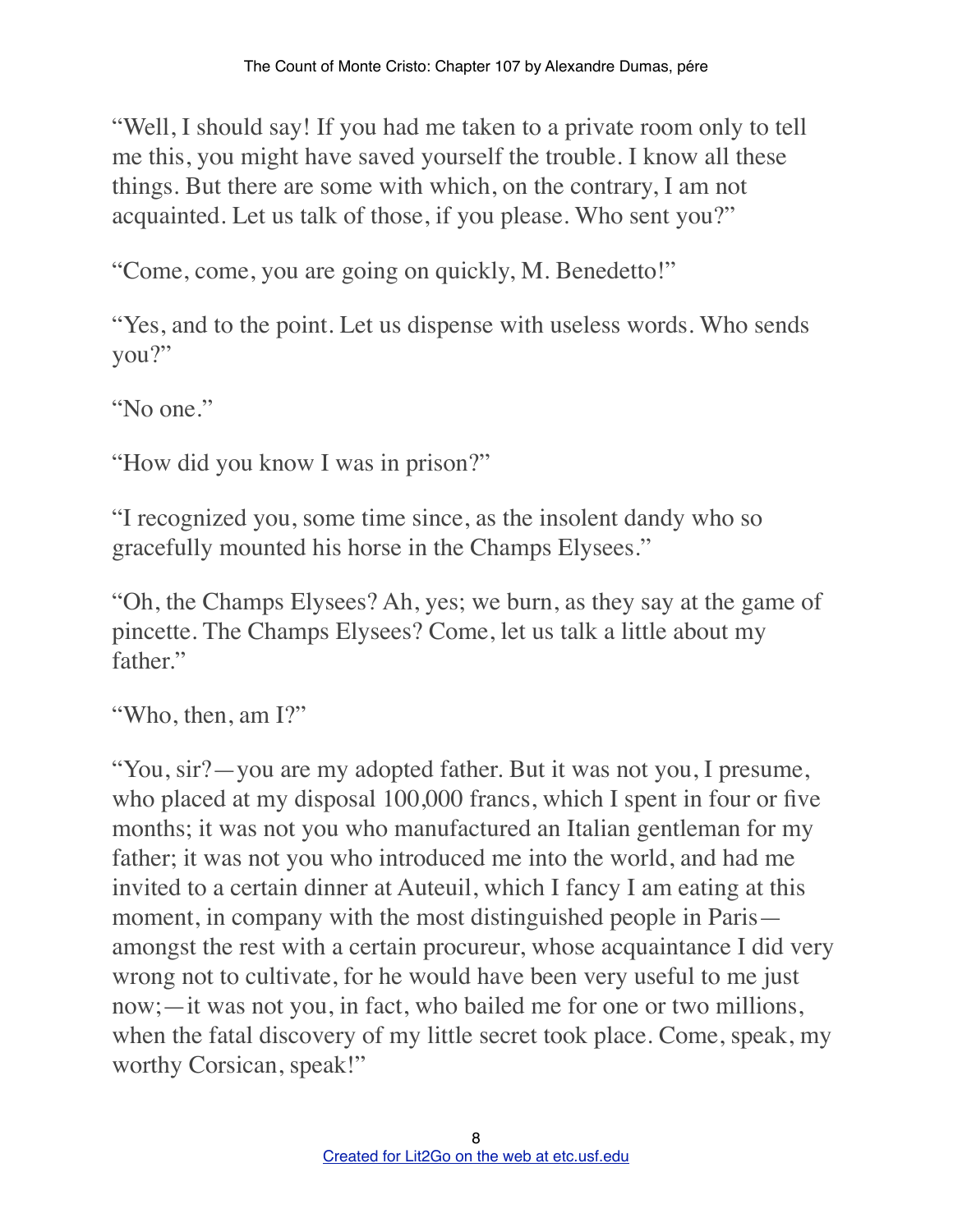"Well, I should say! If you had me taken to a private room only to tell me this, you might have saved yourself the trouble. I know all these things. But there are some with which, on the contrary, I am not acquainted. Let us talk of those, if you please. Who sent you?"

"Come, come, you are going on quickly, M. Benedetto!"

"Yes, and to the point. Let us dispense with useless words. Who sends you?"

"No one."

"How did you know I was in prison?"

"I recognized you, some time since, as the insolent dandy who so gracefully mounted his horse in the Champs Elysees."

"Oh, the Champs Elysees? Ah, yes; we burn, as they say at the game of pincette. The Champs Elysees? Come, let us talk a little about my father."

"Who, then, am I?"

"You, sir?—you are my adopted father. But it was not you, I presume, who placed at my disposal 100,000 francs, which I spent in four or five months; it was not you who manufactured an Italian gentleman for my father; it was not you who introduced me into the world, and had me invited to a certain dinner at Auteuil, which I fancy I am eating at this moment, in company with the most distinguished people in Paris—amongst the rest with a certain procureur, whose acquaintance I did very wrong not to cultivate, for he would have been very useful to me just now;—it was not you, in fact, who bailed me for one or two millions, when the fatal discovery of my little secret took place. Come, speak, my worthy Corsican, speak!"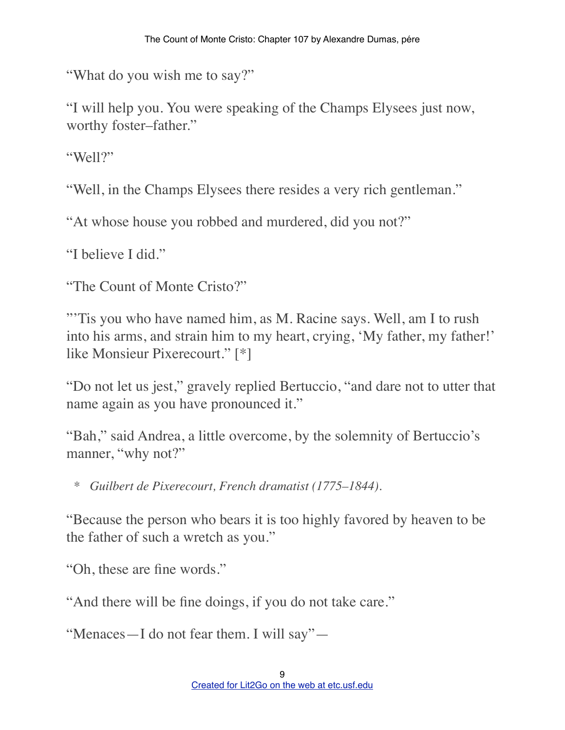"What do you wish me to say?"

"I will help you. You were speaking of the Champs Elysees just now, worthy foster–father."

"Well?"

"Well, in the Champs Elysees there resides a very rich gentleman."

"At whose house you robbed and murdered, did you not?"

"I believe I did."

"The Count of Monte Cristo?"

"'Tis you who have named him, as M. Racine says. Well, am I to rush into his arms, and strain him to my heart, crying, 'My father, my father!' like Monsieur Pixerecourt." [*]

"Do not let us jest," gravely replied Bertuccio, "and dare not to utter that name again as you have pronounced it."

"Bah," said Andrea, a little overcome, by the solemnity of Bertuccio's manner, "why not?"

\* *Guilbert de Pixerecourt, French dramatist (1775–1844).*

"Because the person who bears it is too highly favored by heaven to be the father of such a wretch as you."

"Oh, these are fine words."

"And there will be fine doings, if you do not take care."

"Menaces—I do not fear them. I will say"—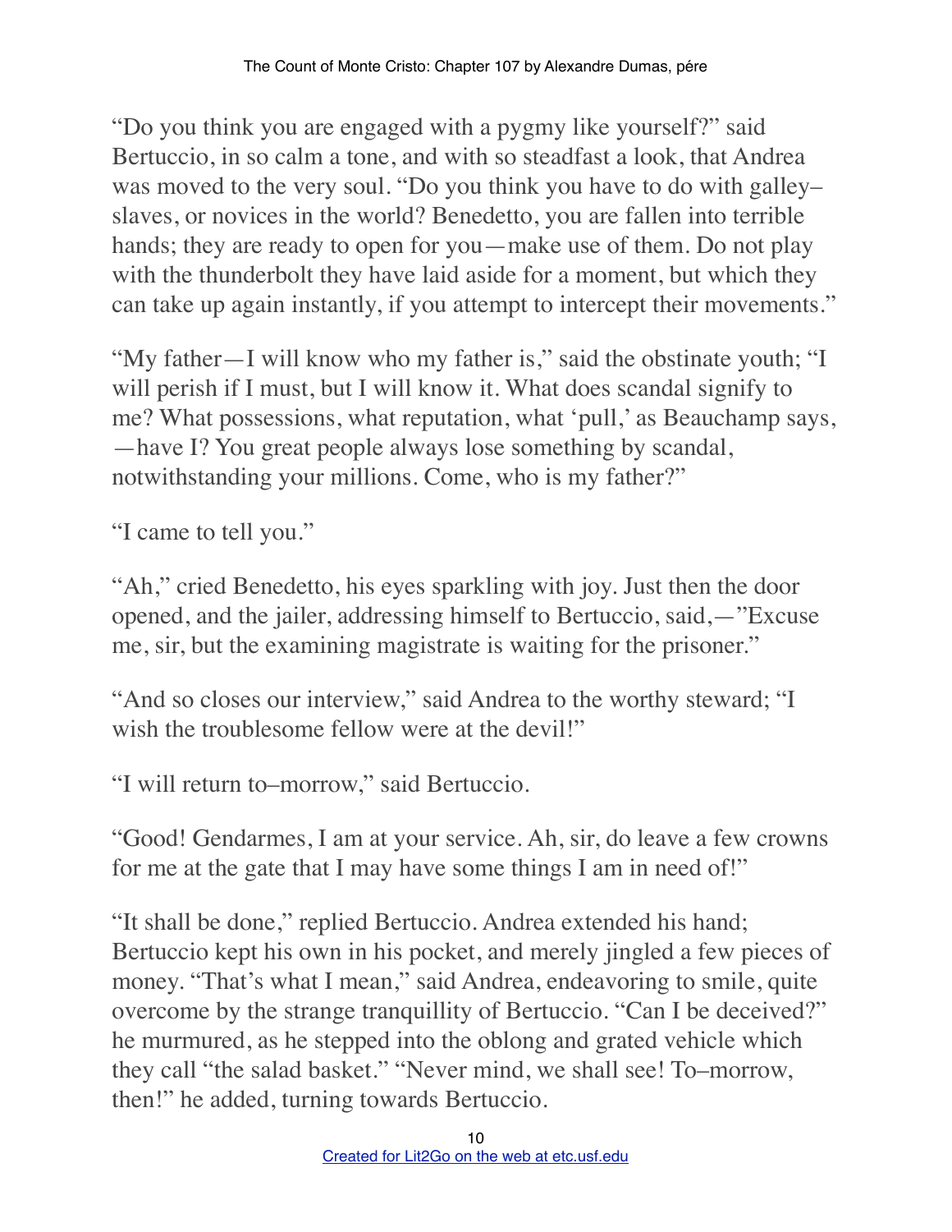"Do you think you are engaged with a pygmy like yourself?" said Bertuccio, in so calm a tone, and with so steadfast a look, that Andrea was moved to the very soul. "Do you think you have to do with galley–slaves, or novices in the world? Benedetto, you are fallen into terrible hands; they are ready to open for you—make use of them. Do not play with the thunderbolt they have laid aside for a moment, but which they can take up again instantly, if you attempt to intercept their movements."

"My father—I will know who my father is," said the obstinate youth; "I will perish if I must, but I will know it. What does scandal signify to me? What possessions, what reputation, what 'pull,' as Beauchamp says, —have I? You great people always lose something by scandal, notwithstanding your millions. Come, who is my father?"

"I came to tell you."

"Ah," cried Benedetto, his eyes sparkling with joy. Just then the door opened, and the jailer, addressing himself to Bertuccio, said,—"Excuse me, sir, but the examining magistrate is waiting for the prisoner."

"And so closes our interview," said Andrea to the worthy steward; "I wish the troublesome fellow were at the devil!"

"I will return to–morrow," said Bertuccio.

"Good! Gendarmes, I am at your service. Ah, sir, do leave a few crowns for me at the gate that I may have some things I am in need of!"

"It shall be done," replied Bertuccio. Andrea extended his hand; Bertuccio kept his own in his pocket, and merely jingled a few pieces of money. "That's what I mean," said Andrea, endeavoring to smile, quite overcome by the strange tranquillity of Bertuccio. "Can I be deceived?" he murmured, as he stepped into the oblong and grated vehicle which they call "the salad basket." "Never mind, we shall see! To–morrow, then!" he added, turning towards Bertuccio.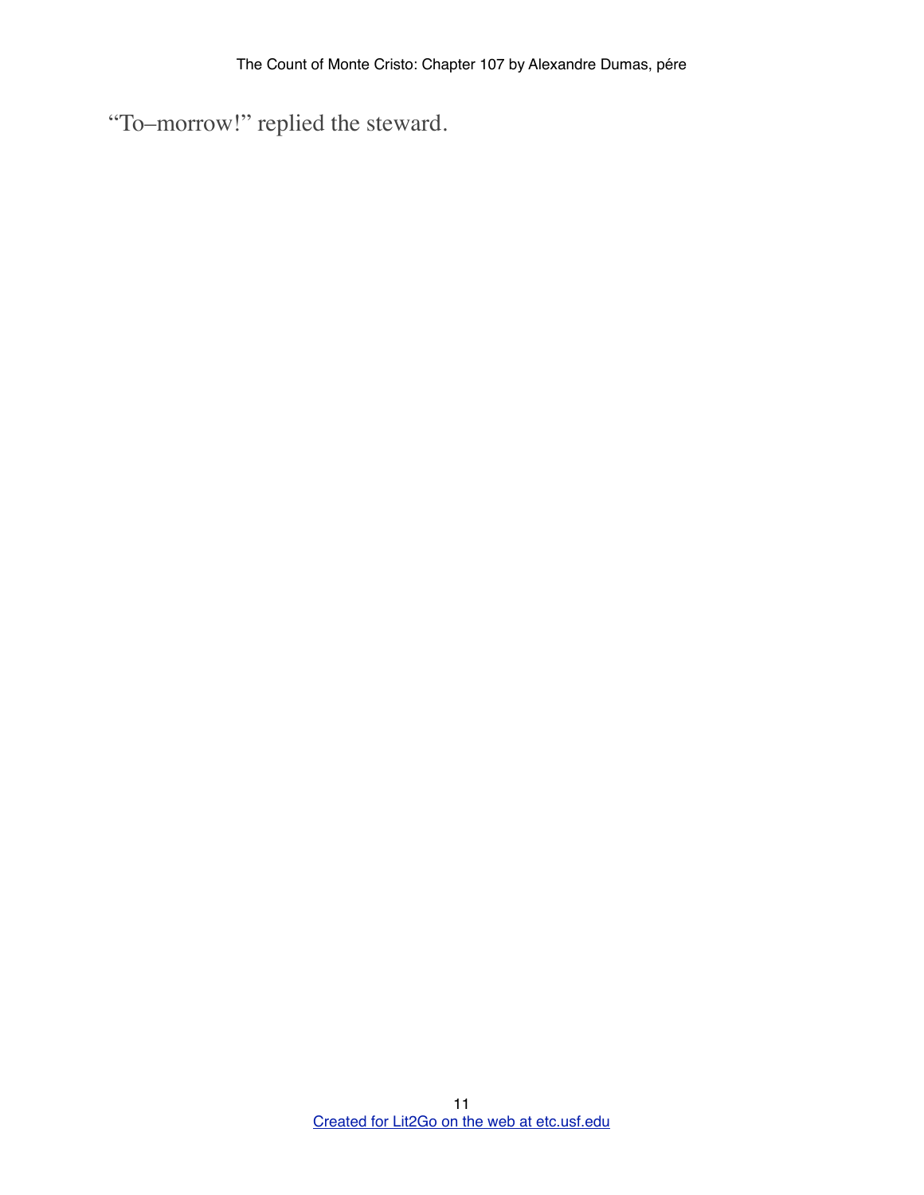“To–morrow!” replied the steward.